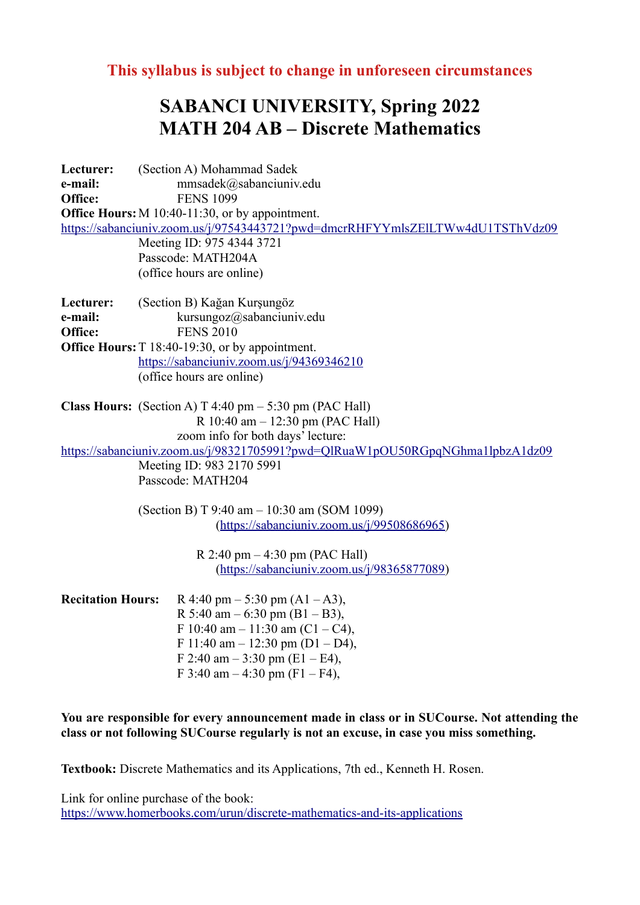**This syllabus is subject to change in unforeseen circumstances**

# SABANCI UNIVERSITY, Spring 2022
# MATH 204 AB – Discrete Mathematics

**Lecturer:** (Section A) Mohammad Sadek
**e-mail:** mmsadek@sabanciuniv.edu
**Office:** FENS 1099
**Office Hours:** M 10:40-11:30, or by appointment.
https://sabanciuniv.zoom.us/j/97543443721?pwd=dmcrRHFYYmlsZElLTWw4dU1TSThVdz09
Meeting ID: 975 4344 3721
Passcode: MATH204A
(office hours are online)

**Lecturer:** (Section B) Kağan Kurşungöz
**e-mail:** kursungoz@sabanciuniv.edu
**Office:** FENS 2010
**Office Hours:** T 18:40-19:30, or by appointment.
https://sabanciuniv.zoom.us/j/94369346210
(office hours are online)

**Class Hours:** (Section A) T 4:40 pm – 5:30 pm (PAC Hall)
R 10:40 am – 12:30 pm (PAC Hall)
zoom info for both days' lecture:
https://sabanciuniv.zoom.us/j/98321705991?pwd=QlRuaW1pOU50RGpqNGhma1lpbzA1dz09
Meeting ID: 983 2170 5991
Passcode: MATH204

(Section B) T 9:40 am – 10:30 am (SOM 1099)
(https://sabanciuniv.zoom.us/j/99508686965)

R 2:40 pm – 4:30 pm (PAC Hall)
(https://sabanciuniv.zoom.us/j/98365877089)

**Recitation Hours:**
R 4:40 pm – 5:30 pm (A1 – A3),
R 5:40 am – 6:30 pm (B1 – B3),
F 10:40 am – 11:30 am (C1 – C4),
F 11:40 am – 12:30 pm (D1 – D4),
F 2:40 am – 3:30 pm (E1 – E4),
F 3:40 am – 4:30 pm (F1 – F4),

**You are responsible for every announcement made in class or in SUCourse. Not attending the class or not following SUCourse regularly is not an excuse, in case you miss something.**

**Textbook:** Discrete Mathematics and its Applications, 7th ed., Kenneth H. Rosen.

Link for online purchase of the book:
https://www.homerbooks.com/urun/discrete-mathematics-and-its-applications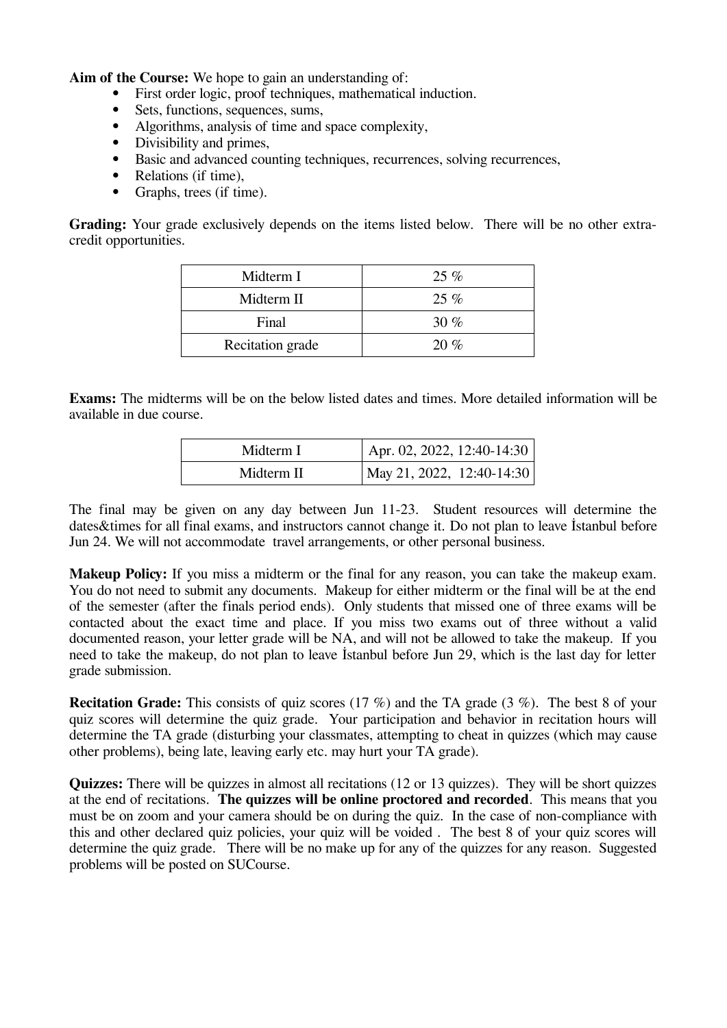**Aim of the Course:** We hope to gain an understanding of:

- First order logic, proof techniques, mathematical induction.
- Sets, functions, sequences, sums,
- Algorithms, analysis of time and space complexity,
- Divisibility and primes,
- Basic and advanced counting techniques, recurrences, solving recurrences,
- Relations (if time),
- Graphs, trees (if time).

**Grading:** Your grade exclusively depends on the items listed below. There will be no other extra-credit opportunities.

| | |
|---|---|
| Midterm I | 25 % |
| Midterm II | 25 % |
| Final | 30 % |
| Recitation grade | 20 % |

**Exams:** The midterms will be on the below listed dates and times. More detailed information will be available in due course.

| | |
|---|---|
| Midterm I | Apr. 02, 2022, 12:40-14:30 |
| Midterm II | May 21, 2022, 12:40-14:30 |

The final may be given on any day between Jun 11-23. Student resources will determine the dates&times for all final exams, and instructors cannot change it. Do not plan to leave İstanbul before Jun 24. We will not accommodate travel arrangements, or other personal business.

**Makeup Policy:** If you miss a midterm or the final for any reason, you can take the makeup exam. You do not need to submit any documents. Makeup for either midterm or the final will be at the end of the semester (after the finals period ends). Only students that missed one of three exams will be contacted about the exact time and place. If you miss two exams out of three without a valid documented reason, your letter grade will be NA, and will not be allowed to take the makeup. If you need to take the makeup, do not plan to leave İstanbul before Jun 29, which is the last day for letter grade submission.

**Recitation Grade:** This consists of quiz scores (17 %) and the TA grade (3 %). The best 8 of your quiz scores will determine the quiz grade. Your participation and behavior in recitation hours will determine the TA grade (disturbing your classmates, attempting to cheat in quizzes (which may cause other problems), being late, leaving early etc. may hurt your TA grade).

**Quizzes:** There will be quizzes in almost all recitations (12 or 13 quizzes). They will be short quizzes at the end of recitations. **The quizzes will be online proctored and recorded**. This means that you must be on zoom and your camera should be on during the quiz. In the case of non-compliance with this and other declared quiz policies, your quiz will be voided . The best 8 of your quiz scores will determine the quiz grade. There will be no make up for any of the quizzes for any reason. Suggested problems will be posted on SUCourse.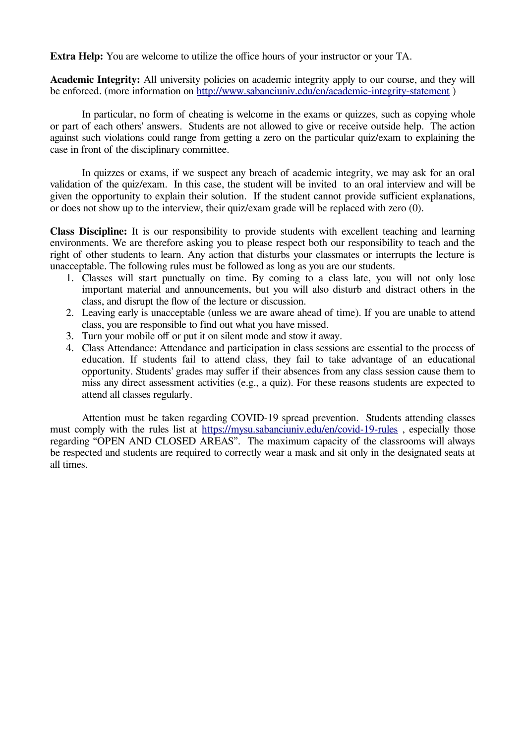**Extra Help:** You are welcome to utilize the office hours of your instructor or your TA.

**Academic Integrity:** All university policies on academic integrity apply to our course, and they will be enforced. (more information on http://www.sabanciuniv.edu/en/academic-integrity-statement )

In particular, no form of cheating is welcome in the exams or quizzes, such as copying whole or part of each others' answers. Students are not allowed to give or receive outside help. The action against such violations could range from getting a zero on the particular quiz/exam to explaining the case in front of the disciplinary committee.

In quizzes or exams, if we suspect any breach of academic integrity, we may ask for an oral validation of the quiz/exam. In this case, the student will be invited to an oral interview and will be given the opportunity to explain their solution. If the student cannot provide sufficient explanations, or does not show up to the interview, their quiz/exam grade will be replaced with zero (0).

**Class Discipline:** It is our responsibility to provide students with excellent teaching and learning environments. We are therefore asking you to please respect both our responsibility to teach and the right of other students to learn. Any action that disturbs your classmates or interrupts the lecture is unacceptable. The following rules must be followed as long as you are our students.

1. Classes will start punctually on time. By coming to a class late, you will not only lose important material and announcements, but you will also disturb and distract others in the class, and disrupt the flow of the lecture or discussion.
2. Leaving early is unacceptable (unless we are aware ahead of time). If you are unable to attend class, you are responsible to find out what you have missed.
3. Turn your mobile off or put it on silent mode and stow it away.
4. Class Attendance: Attendance and participation in class sessions are essential to the process of education. If students fail to attend class, they fail to take advantage of an educational opportunity. Students' grades may suffer if their absences from any class session cause them to miss any direct assessment activities (e.g., a quiz). For these reasons students are expected to attend all classes regularly.

Attention must be taken regarding COVID-19 spread prevention. Students attending classes must comply with the rules list at https://mysu.sabanciuniv.edu/en/covid-19-rules , especially those regarding "OPEN AND CLOSED AREAS". The maximum capacity of the classrooms will always be respected and students are required to correctly wear a mask and sit only in the designated seats at all times.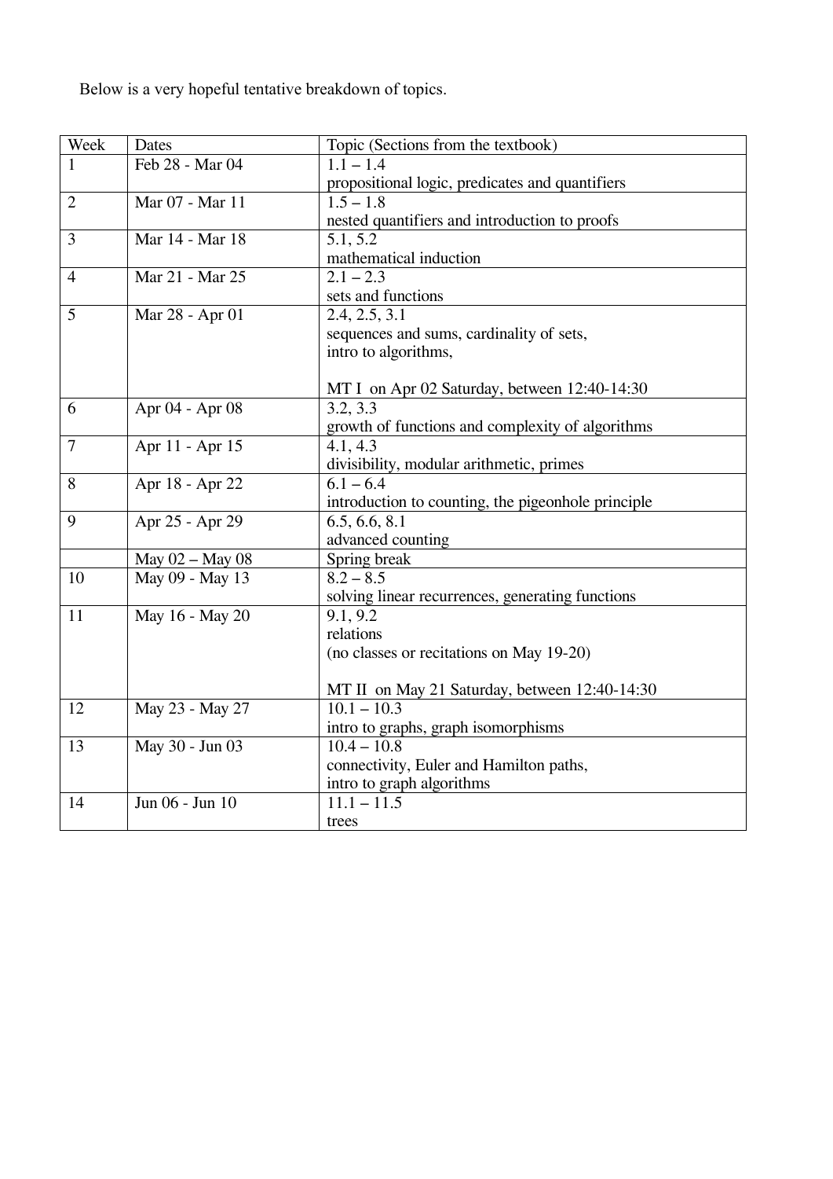Below is a very hopeful tentative breakdown of topics.

| Week | Dates | Topic (Sections from the textbook) |
|---|---|---|
| 1 | Feb 28 - Mar 04 | 1.1 – 1.4<br>propositional logic, predicates and quantifiers |
| 2 | Mar 07 - Mar 11 | 1.5 – 1.8<br>nested quantifiers and introduction to proofs |
| 3 | Mar 14 - Mar 18 | 5.1, 5.2<br>mathematical induction |
| 4 | Mar 21 - Mar 25 | 2.1 – 2.3<br>sets and functions |
| 5 | Mar 28 - Apr 01 | 2.4, 2.5, 3.1<br>sequences and sums, cardinality of sets,<br>intro to algorithms,<br><br>MT I on Apr 02 Saturday, between 12:40-14:30 |
| 6 | Apr 04 - Apr 08 | 3.2, 3.3<br>growth of functions and complexity of algorithms |
| 7 | Apr 11 - Apr 15 | 4.1, 4.3<br>divisibility, modular arithmetic, primes |
| 8 | Apr 18 - Apr 22 | 6.1 – 6.4<br>introduction to counting, the pigeonhole principle |
| 9 | Apr 25 - Apr 29 | 6.5, 6.6, 8.1<br>advanced counting |
| | May 02 – May 08 | Spring break |
| 10 | May 09 - May 13 | 8.2 – 8.5<br>solving linear recurrences, generating functions |
| 11 | May 16 - May 20 | 9.1, 9.2<br>relations<br>(no classes or recitations on May 19-20)<br><br>MT II on May 21 Saturday, between 12:40-14:30 |
| 12 | May 23 - May 27 | 10.1 – 10.3<br>intro to graphs, graph isomorphisms |
| 13 | May 30 - Jun 03 | 10.4 – 10.8<br>connectivity, Euler and Hamilton paths,<br>intro to graph algorithms |
| 14 | Jun 06 - Jun 10 | 11.1 – 11.5<br>trees |